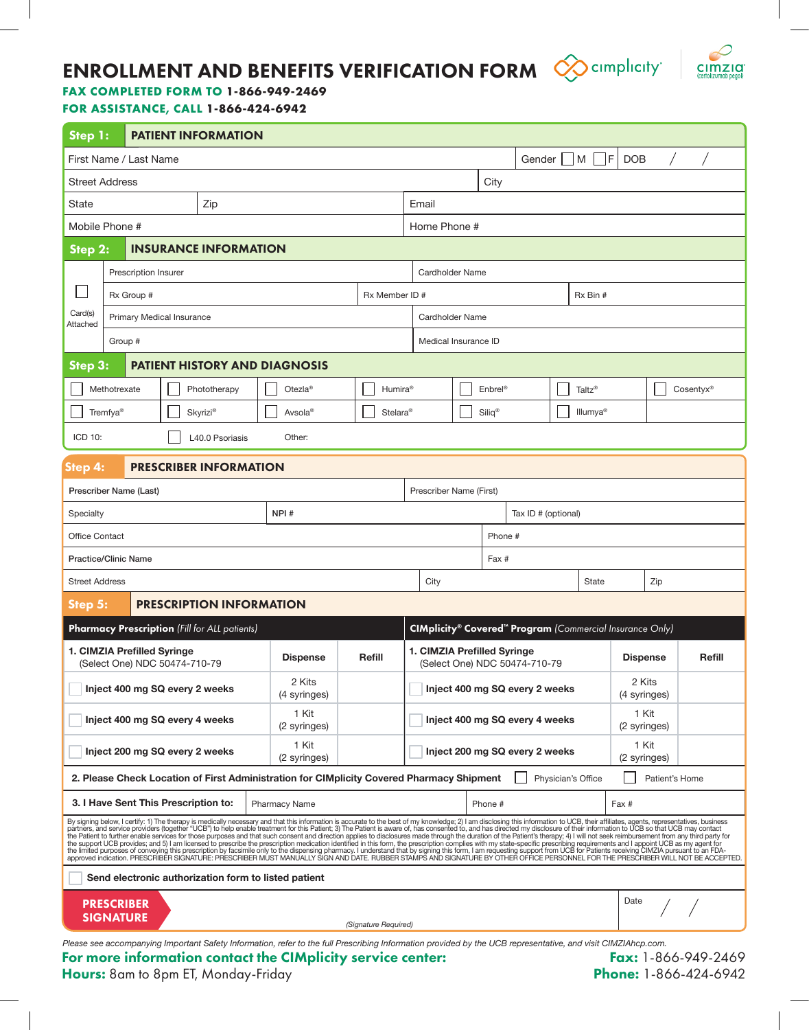# ENROLLMENT AND BENEFITS VERIFICATION FORM

cimplicity® cimzia (certolizumab pegol)

**FAX COMPLETED FORM TO 1-866-949-2469**

**FOR ASSISTANCE, CALL 1-866-424-6942**

## Step 1: PATIENT INFORMATION

| | | |
|---|---|---|
| First Name / Last Name | Gender ☐ M ☐ F | DOB / / |
| Street Address | City | |
| State | Zip | Email |
| Mobile Phone # | Home Phone # | |

## Step 2: INSURANCE INFORMATION

☐ Card(s) Attached

| | | |
|---|---|---|
| Prescription Insurer | Cardholder Name | |
| Rx Group # | Rx Member ID # | Rx Bin # |
| Primary Medical Insurance | Cardholder Name | |
| Group # | Medical Insurance ID | |

## Step 3: PATIENT HISTORY AND DIAGNOSIS

| | | | | | | |
|---|---|---|---|---|---|---|
| ☐ Methotrexate | ☐ Phototherapy | ☐ Otezla® | ☐ Humira® | ☐ Enbrel® | ☐ Taltz® | ☐ Cosentyx® |
| ☐ Tremfya® | ☐ Skyrizi® | ☐ Avsola® | ☐ Stelara® | ☐ Siliq® | ☐ Illumya® | |

ICD 10: ☐ L40.0 Psoriasis Other:

## Step 4: PRESCRIBER INFORMATION

| | | | |
|---|---|---|---|
| Prescriber Name (Last) | Prescriber Name (First) | | |
| Specialty | NPI # | Tax ID # (optional) | |
| Office Contact | Phone # | | |
| Practice/Clinic Name | Fax # | | |
| Street Address | City | State | Zip |

## Step 5: PRESCRIPTION INFORMATION

| **Pharmacy Prescription** *(Fill for ALL patients)* | | | **CIMplicity® Covered™ Program** *(Commercial Insurance Only)* | | |
|---|---|---|---|---|---|
| **1. CIMZIA Prefilled Syringe** (Select One) NDC 50474-710-79 | **Dispense** | **Refill** | **1. CIMZIA Prefilled Syringe** (Select One) NDC 50474-710-79 | **Dispense** | **Refill** |
| ☐ **Inject 400 mg SQ every 2 weeks** | 2 Kits (4 syringes) | | ☐ **Inject 400 mg SQ every 2 weeks** | 2 Kits (4 syringes) | |
| ☐ **Inject 400 mg SQ every 4 weeks** | 1 Kit (2 syringes) | | ☐ **Inject 400 mg SQ every 4 weeks** | 1 Kit (2 syringes) | |
| ☐ **Inject 200 mg SQ every 2 weeks** | 1 Kit (2 syringes) | | ☐ **Inject 200 mg SQ every 2 weeks** | 1 Kit (2 syringes) | |

**2. Please Check Location of First Administration for CIMplicity Covered Pharmacy Shipment** ☐ Physician's Office ☐ Patient's Home

**3. I Have Sent This Prescription to:** Pharmacy Name | Phone # | Fax #

By signing below, I certify: 1) The therapy is medically necessary and that this information is accurate to the best of my knowledge; 2) I am disclosing this information to UCB, their affiliates, agents, representatives, business partners, and service providers (together "UCB") to help enable treatment for this Patient; 3) The Patient is aware of, has consented to, and has directed my disclosure of their information to UCB so that UCB may contact the Patient to further enable services for those purposes and that such consent and direction applies to disclosures made through the duration of the Patient's therapy; 4) I will not seek reimbursement from any third party for the support UCB provides; and 5) I am licensed to prescribe the prescription medication identified in this form, the prescription complies with my state-specific prescribing requirements and I appoint UCB as my agent for the limited purposes of conveying this prescription by facsimile only to the dispensing pharmacy. I understand that by signing this form, I am requesting support from UCB for Patients receiving CIMZIA pursuant to an FDA-approved indication. PRESCRIBER SIGNATURE: PRESCRIBER MUST MANUALLY SIGN AND DATE. RUBBER STAMPS AND SIGNATURE BY OTHER OFFICE PERSONNEL FOR THE PRESCRIBER WILL NOT BE ACCEPTED.

☐ **Send electronic authorization form to listed patient**

**PRESCRIBER SIGNATURE** (Signature Required) Date / /

*Please see accompanying Important Safety Information, refer to the full Prescribing Information provided by the UCB representative, and visit CIMZIAhcp.com.*

**For more information contact the CIMplicity service center:** **Fax:** 1-866-949-2469

**Hours:** 8am to 8pm ET, Monday-Friday **Phone:** 1-866-424-6942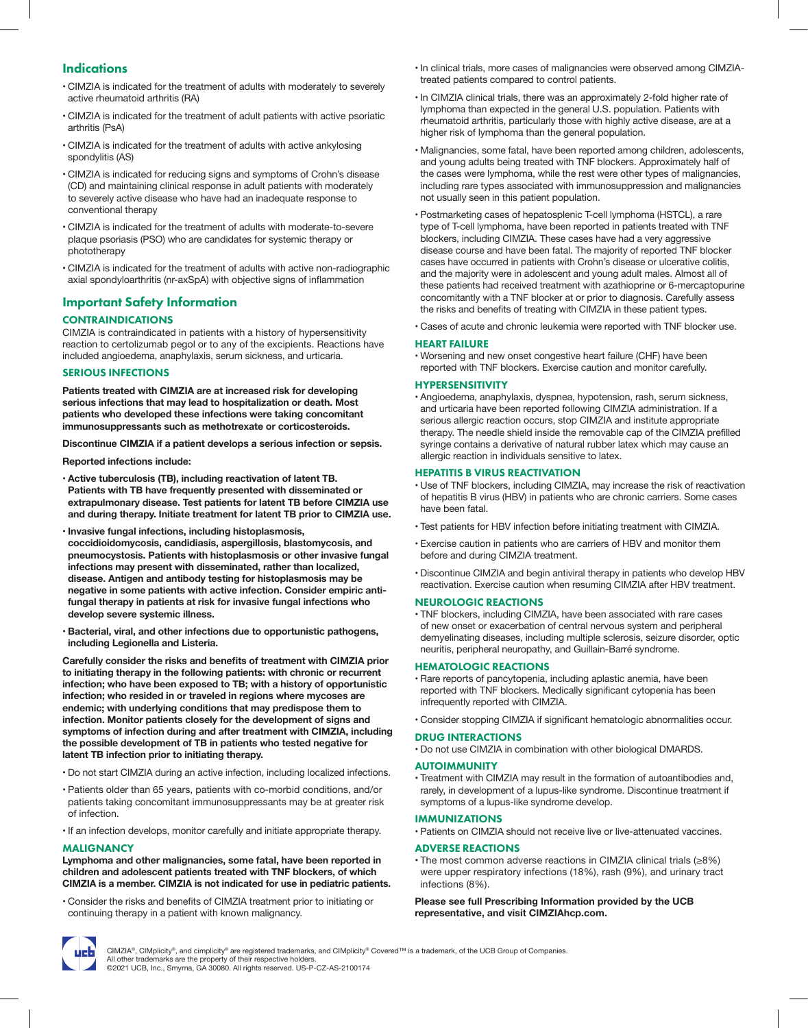## Indications

- CIMZIA is indicated for the treatment of adults with moderately to severely active rheumatoid arthritis (RA)
- CIMZIA is indicated for the treatment of adult patients with active psoriatic arthritis (PsA)
- CIMZIA is indicated for the treatment of adults with active ankylosing spondylitis (AS)
- CIMZIA is indicated for reducing signs and symptoms of Crohn's disease (CD) and maintaining clinical response in adult patients with moderately to severely active disease who have had an inadequate response to conventional therapy
- CIMZIA is indicated for the treatment of adults with moderate-to-severe plaque psoriasis (PSO) who are candidates for systemic therapy or phototherapy
- CIMZIA is indicated for the treatment of adults with active non-radiographic axial spondyloarthritis (nr-axSpA) with objective signs of inflammation

## Important Safety Information

### CONTRAINDICATIONS

CIMZIA is contraindicated in patients with a history of hypersensitivity reaction to certolizumab pegol or to any of the excipients. Reactions have included angioedema, anaphylaxis, serum sickness, and urticaria.

### SERIOUS INFECTIONS

**Patients treated with CIMZIA are at increased risk for developing serious infections that may lead to hospitalization or death. Most patients who developed these infections were taking concomitant immunosuppressants such as methotrexate or corticosteroids.**

**Discontinue CIMZIA if a patient develops a serious infection or sepsis.**

**Reported infections include:**

- **Active tuberculosis (TB), including reactivation of latent TB. Patients with TB have frequently presented with disseminated or extrapulmonary disease. Test patients for latent TB before CIMZIA use and during therapy. Initiate treatment for latent TB prior to CIMZIA use.**
- **Invasive fungal infections, including histoplasmosis, coccidioidomycosis, candidiasis, aspergillosis, blastomycosis, and pneumocystosis. Patients with histoplasmosis or other invasive fungal infections may present with disseminated, rather than localized, disease. Antigen and antibody testing for histoplasmosis may be negative in some patients with active infection. Consider empiric anti-fungal therapy in patients at risk for invasive fungal infections who develop severe systemic illness.**
- **Bacterial, viral, and other infections due to opportunistic pathogens, including Legionella and Listeria.**

**Carefully consider the risks and benefits of treatment with CIMZIA prior to initiating therapy in the following patients: with chronic or recurrent infection; who have been exposed to TB; with a history of opportunistic infection; who resided in or traveled in regions where mycoses are endemic; with underlying conditions that may predispose them to infection. Monitor patients closely for the development of signs and symptoms of infection during and after treatment with CIMZIA, including the possible development of TB in patients who tested negative for latent TB infection prior to initiating therapy.**

- Do not start CIMZIA during an active infection, including localized infections.
- Patients older than 65 years, patients with co-morbid conditions, and/or patients taking concomitant immunosuppressants may be at greater risk of infection.
- If an infection develops, monitor carefully and initiate appropriate therapy.

### MALIGNANCY

**Lymphoma and other malignancies, some fatal, have been reported in children and adolescent patients treated with TNF blockers, of which CIMZIA is a member. CIMZIA is not indicated for use in pediatric patients.**

- Consider the risks and benefits of CIMZIA treatment prior to initiating or continuing therapy in a patient with known malignancy.
- In clinical trials, more cases of malignancies were observed among CIMZIA-treated patients compared to control patients.
- In CIMZIA clinical trials, there was an approximately 2-fold higher rate of lymphoma than expected in the general U.S. population. Patients with rheumatoid arthritis, particularly those with highly active disease, are at a higher risk of lymphoma than the general population.
- Malignancies, some fatal, have been reported among children, adolescents, and young adults being treated with TNF blockers. Approximately half of the cases were lymphoma, while the rest were other types of malignancies, including rare types associated with immunosuppression and malignancies not usually seen in this patient population.
- Postmarketing cases of hepatosplenic T-cell lymphoma (HSTCL), a rare type of T-cell lymphoma, have been reported in patients treated with TNF blockers, including CIMZIA. These cases have had a very aggressive disease course and have been fatal. The majority of reported TNF blocker cases have occurred in patients with Crohn's disease or ulcerative colitis, and the majority were in adolescent and young adult males. Almost all of these patients had received treatment with azathioprine or 6-mercaptopurine concomitantly with a TNF blocker at or prior to diagnosis. Carefully assess the risks and benefits of treating with CIMZIA in these patient types.
- Cases of acute and chronic leukemia were reported with TNF blocker use.

### HEART FAILURE

- Worsening and new onset congestive heart failure (CHF) have been reported with TNF blockers. Exercise caution and monitor carefully.

### HYPERSENSITIVITY

- Angioedema, anaphylaxis, dyspnea, hypotension, rash, serum sickness, and urticaria have been reported following CIMZIA administration. If a serious allergic reaction occurs, stop CIMZIA and institute appropriate therapy. The needle shield inside the removable cap of the CIMZIA prefilled syringe contains a derivative of natural rubber latex which may cause an allergic reaction in individuals sensitive to latex.

### HEPATITIS B VIRUS REACTIVATION

- Use of TNF blockers, including CIMZIA, may increase the risk of reactivation of hepatitis B virus (HBV) in patients who are chronic carriers. Some cases have been fatal.
- Test patients for HBV infection before initiating treatment with CIMZIA.
- Exercise caution in patients who are carriers of HBV and monitor them before and during CIMZIA treatment.
- Discontinue CIMZIA and begin antiviral therapy in patients who develop HBV reactivation. Exercise caution when resuming CIMZIA after HBV treatment.

### NEUROLOGIC REACTIONS

- TNF blockers, including CIMZIA, have been associated with rare cases of new onset or exacerbation of central nervous system and peripheral demyelinating diseases, including multiple sclerosis, seizure disorder, optic neuritis, peripheral neuropathy, and Guillain-Barré syndrome.

### HEMATOLOGIC REACTIONS

- Rare reports of pancytopenia, including aplastic anemia, have been reported with TNF blockers. Medically significant cytopenia has been infrequently reported with CIMZIA.
- Consider stopping CIMZIA if significant hematologic abnormalities occur.

### DRUG INTERACTIONS

- Do not use CIMZIA in combination with other biological DMARDS.

### AUTOIMMUNITY

- Treatment with CIMZIA may result in the formation of autoantibodies and, rarely, in development of a lupus-like syndrome. Discontinue treatment if symptoms of a lupus-like syndrome develop.

### IMMUNIZATIONS

- Patients on CIMZIA should not receive live or live-attenuated vaccines.

### ADVERSE REACTIONS

- The most common adverse reactions in CIMZIA clinical trials (≥8%) were upper respiratory infections (18%), rash (9%), and urinary tract infections (8%).

**Please see full Prescribing Information provided by the UCB representative, and visit CIMZIAhcp.com.**

CIMZIA®, CIMplicity®, and cimplicity® are registered trademarks, and CIMplicity® Covered™ is a trademark, of the UCB Group of Companies.
All other trademarks are the property of their respective holders.
©2021 UCB, Inc., Smyrna, GA 30080. All rights reserved. US-P-CZ-AS-2100174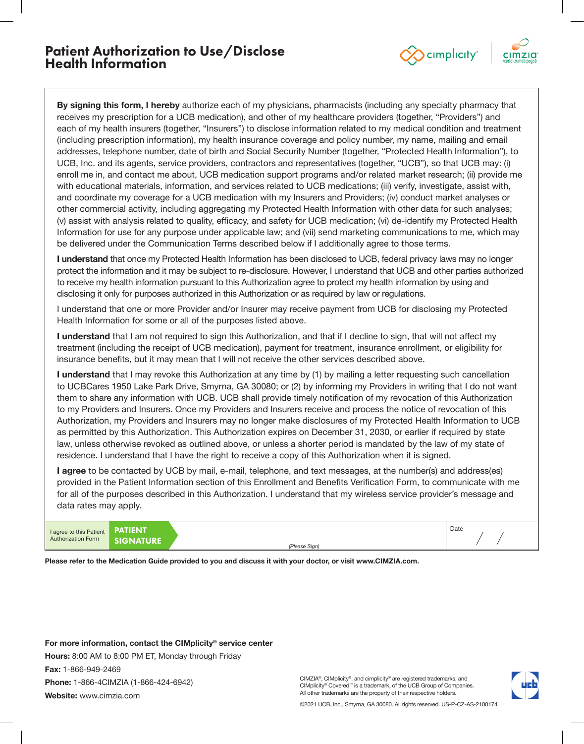# Patient Authorization to Use/Disclose Health Information

**By signing this form, I hereby** authorize each of my physicians, pharmacists (including any specialty pharmacy that receives my prescription for a UCB medication), and other of my healthcare providers (together, "Providers") and each of my health insurers (together, "Insurers") to disclose information related to my medical condition and treatment (including prescription information), my health insurance coverage and policy number, my name, mailing and email addresses, telephone number, date of birth and Social Security Number (together, "Protected Health Information"), to UCB, Inc. and its agents, service providers, contractors and representatives (together, "UCB"), so that UCB may: (i) enroll me in, and contact me about, UCB medication support programs and/or related market research; (ii) provide me with educational materials, information, and services related to UCB medications; (iii) verify, investigate, assist with, and coordinate my coverage for a UCB medication with my Insurers and Providers; (iv) conduct market analyses or other commercial activity, including aggregating my Protected Health Information with other data for such analyses; (v) assist with analysis related to quality, efficacy, and safety for UCB medication; (vi) de-identify my Protected Health Information for use for any purpose under applicable law; and (vii) send marketing communications to me, which may be delivered under the Communication Terms described below if I additionally agree to those terms.

**I understand** that once my Protected Health Information has been disclosed to UCB, federal privacy laws may no longer protect the information and it may be subject to re-disclosure. However, I understand that UCB and other parties authorized to receive my health information pursuant to this Authorization agree to protect my health information by using and disclosing it only for purposes authorized in this Authorization or as required by law or regulations.

I understand that one or more Provider and/or Insurer may receive payment from UCB for disclosing my Protected Health Information for some or all of the purposes listed above.

**I understand** that I am not required to sign this Authorization, and that if I decline to sign, that will not affect my treatment (including the receipt of UCB medication), payment for treatment, insurance enrollment, or eligibility for insurance benefits, but it may mean that I will not receive the other services described above.

**I understand** that I may revoke this Authorization at any time by (1) by mailing a letter requesting such cancellation to UCBCares 1950 Lake Park Drive, Smyrna, GA 30080; or (2) by informing my Providers in writing that I do not want them to share any information with UCB. UCB shall provide timely notification of my revocation of this Authorization to my Providers and Insurers. Once my Providers and Insurers receive and process the notice of revocation of this Authorization, my Providers and Insurers may no longer make disclosures of my Protected Health Information to UCB as permitted by this Authorization. This Authorization expires on December 31, 2030, or earlier if required by state law, unless otherwise revoked as outlined above, or unless a shorter period is mandated by the law of my state of residence. I understand that I have the right to receive a copy of this Authorization when it is signed.

**I agree** to be contacted by UCB by mail, e-mail, telephone, and text messages, at the number(s) and address(es) provided in the Patient Information section of this Enrollment and Benefits Verification Form, to communicate with me for all of the purposes described in this Authorization. I understand that my wireless service provider's message and data rates may apply.

| | | | |
|---|---|---|---|
| I agree to this Patient Authorization Form | **PATIENT SIGNATURE** | *(Please Sign)* | Date / / |

**Please refer to the Medication Guide provided to you and discuss it with your doctor, or visit www.CIMZIA.com.**

**For more information, contact the CIMplicity® service center**

**Hours:** 8:00 AM to 8:00 PM ET, Monday through Friday

**Fax:** 1-866-949-2469

**Phone:** 1-866-4CIMZIA (1-866-424-6942)

**Website:** www.cimzia.com

CIMZIA®, CIMplicity®, and cimplicity® are registered trademarks, and CIMplicity® Covered™ is a trademark, of the UCB Group of Companies. All other trademarks are the property of their respective holders.

©2021 UCB, Inc., Smyrna, GA 30080. All rights reserved. US-P-CZ-AS-2100174